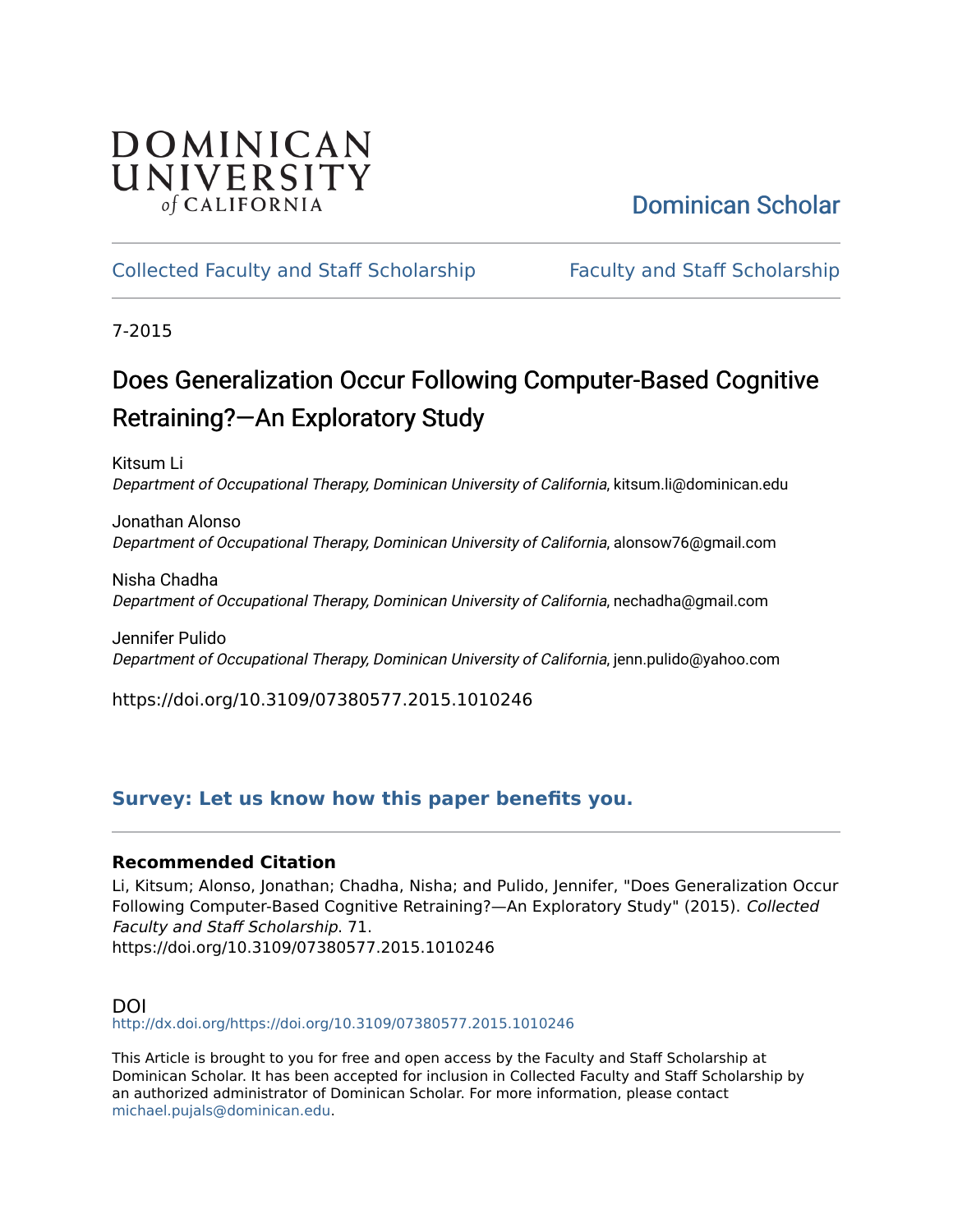# DOMINICAN UNIVERSITY of CALIFORNIA

Dominican Scholar

Collected Faculty and Staff Scholarship        Faculty and Staff Scholarship

7-2015

## Does Generalization Occur Following Computer-Based Cognitive Retraining?—An Exploratory Study

Kitsum Li
*Department of Occupational Therapy, Dominican University of California*, kitsum.li@dominican.edu

Jonathan Alonso
*Department of Occupational Therapy, Dominican University of California*, alonsow76@gmail.com

Nisha Chadha
*Department of Occupational Therapy, Dominican University of California*, nechadha@gmail.com

Jennifer Pulido
*Department of Occupational Therapy, Dominican University of California*, jenn.pulido@yahoo.com

https://doi.org/10.3109/07380577.2015.1010246

**Survey: Let us know how this paper benefits you.**

### Recommended Citation

Li, Kitsum; Alonso, Jonathan; Chadha, Nisha; and Pulido, Jennifer, "Does Generalization Occur Following Computer-Based Cognitive Retraining?—An Exploratory Study" (2015). *Collected Faculty and Staff Scholarship*. 71.
https://doi.org/10.3109/07380577.2015.1010246

### DOI

http://dx.doi.org/https://doi.org/10.3109/07380577.2015.1010246

This Article is brought to you for free and open access by the Faculty and Staff Scholarship at Dominican Scholar. It has been accepted for inclusion in Collected Faculty and Staff Scholarship by an authorized administrator of Dominican Scholar. For more information, please contact michael.pujals@dominican.edu.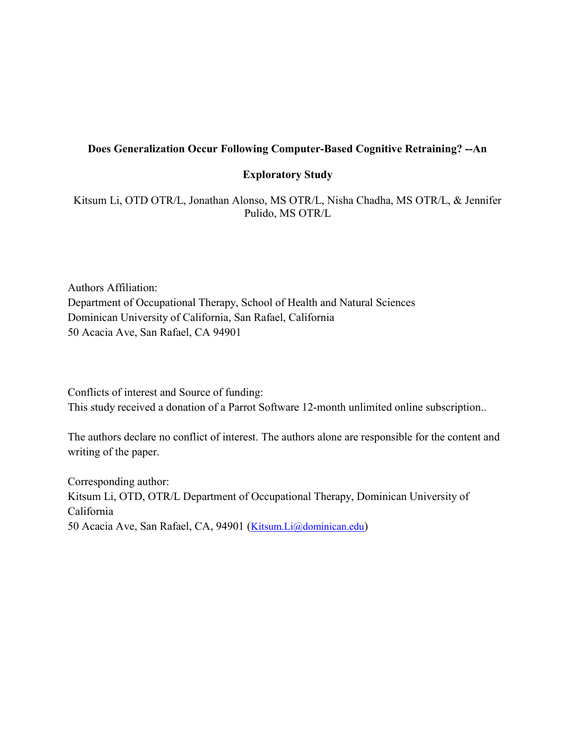# Does Generalization Occur Following Computer-Based Cognitive Retraining? --An Exploratory Study

Kitsum Li, OTD OTR/L, Jonathan Alonso, MS OTR/L, Nisha Chadha, MS OTR/L, & Jennifer Pulido, MS OTR/L

Authors Affiliation:
Department of Occupational Therapy, School of Health and Natural Sciences
Dominican University of California, San Rafael, California
50 Acacia Ave, San Rafael, CA 94901

Conflicts of interest and Source of funding:
This study received a donation of a Parrot Software 12-month unlimited online subscription..

The authors declare no conflict of interest. The authors alone are responsible for the content and writing of the paper.

Corresponding author:
Kitsum Li, OTD, OTR/L Department of Occupational Therapy, Dominican University of California
50 Acacia Ave, San Rafael, CA, 94901 (Kitsum.Li@dominican.edu)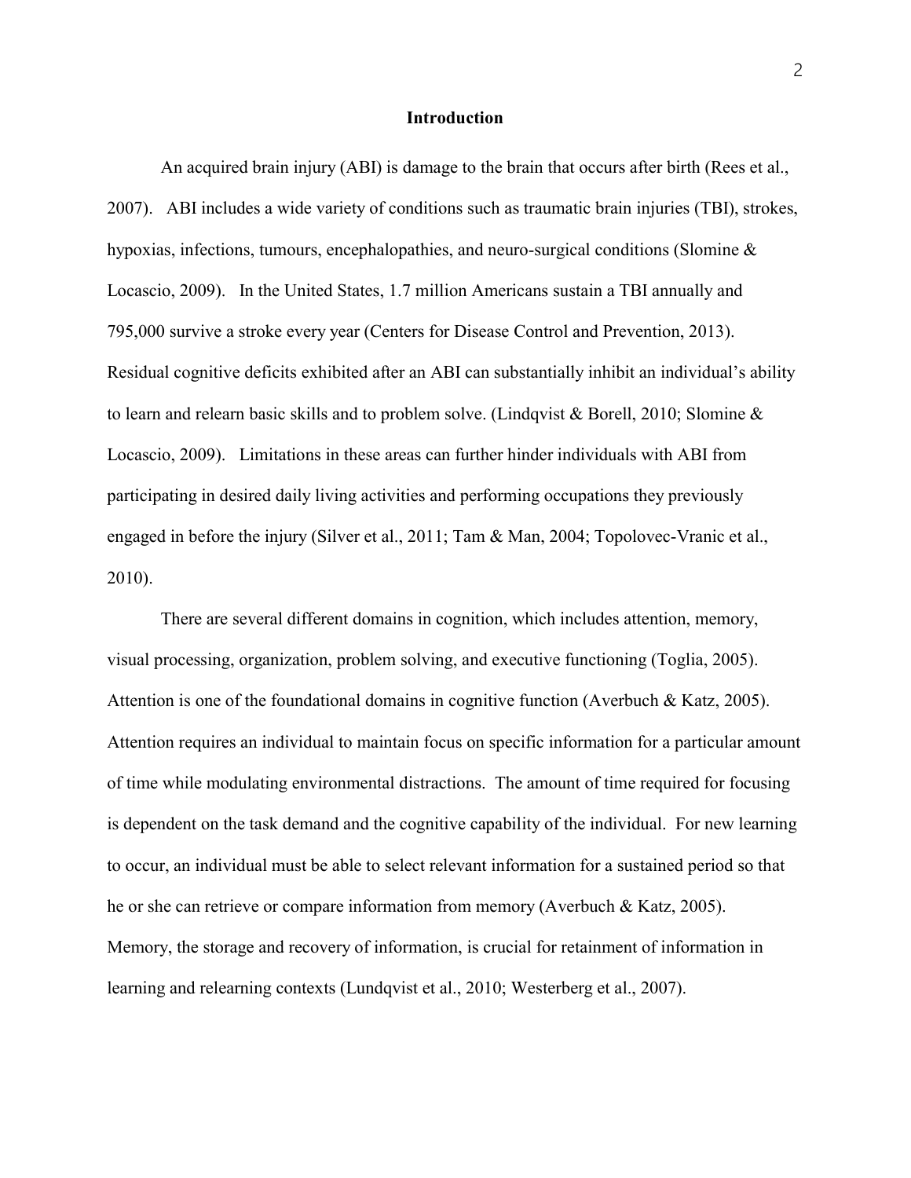# Introduction

An acquired brain injury (ABI) is damage to the brain that occurs after birth (Rees et al., 2007). ABI includes a wide variety of conditions such as traumatic brain injuries (TBI), strokes, hypoxias, infections, tumours, encephalopathies, and neuro-surgical conditions (Slomine & Locascio, 2009). In the United States, 1.7 million Americans sustain a TBI annually and 795,000 survive a stroke every year (Centers for Disease Control and Prevention, 2013). Residual cognitive deficits exhibited after an ABI can substantially inhibit an individual's ability to learn and relearn basic skills and to problem solve. (Lindqvist & Borell, 2010; Slomine & Locascio, 2009). Limitations in these areas can further hinder individuals with ABI from participating in desired daily living activities and performing occupations they previously engaged in before the injury (Silver et al., 2011; Tam & Man, 2004; Topolovec-Vranic et al., 2010).

There are several different domains in cognition, which includes attention, memory, visual processing, organization, problem solving, and executive functioning (Toglia, 2005). Attention is one of the foundational domains in cognitive function (Averbuch & Katz, 2005). Attention requires an individual to maintain focus on specific information for a particular amount of time while modulating environmental distractions. The amount of time required for focusing is dependent on the task demand and the cognitive capability of the individual. For new learning to occur, an individual must be able to select relevant information for a sustained period so that he or she can retrieve or compare information from memory (Averbuch & Katz, 2005). Memory, the storage and recovery of information, is crucial for retainment of information in learning and relearning contexts (Lundqvist et al., 2010; Westerberg et al., 2007).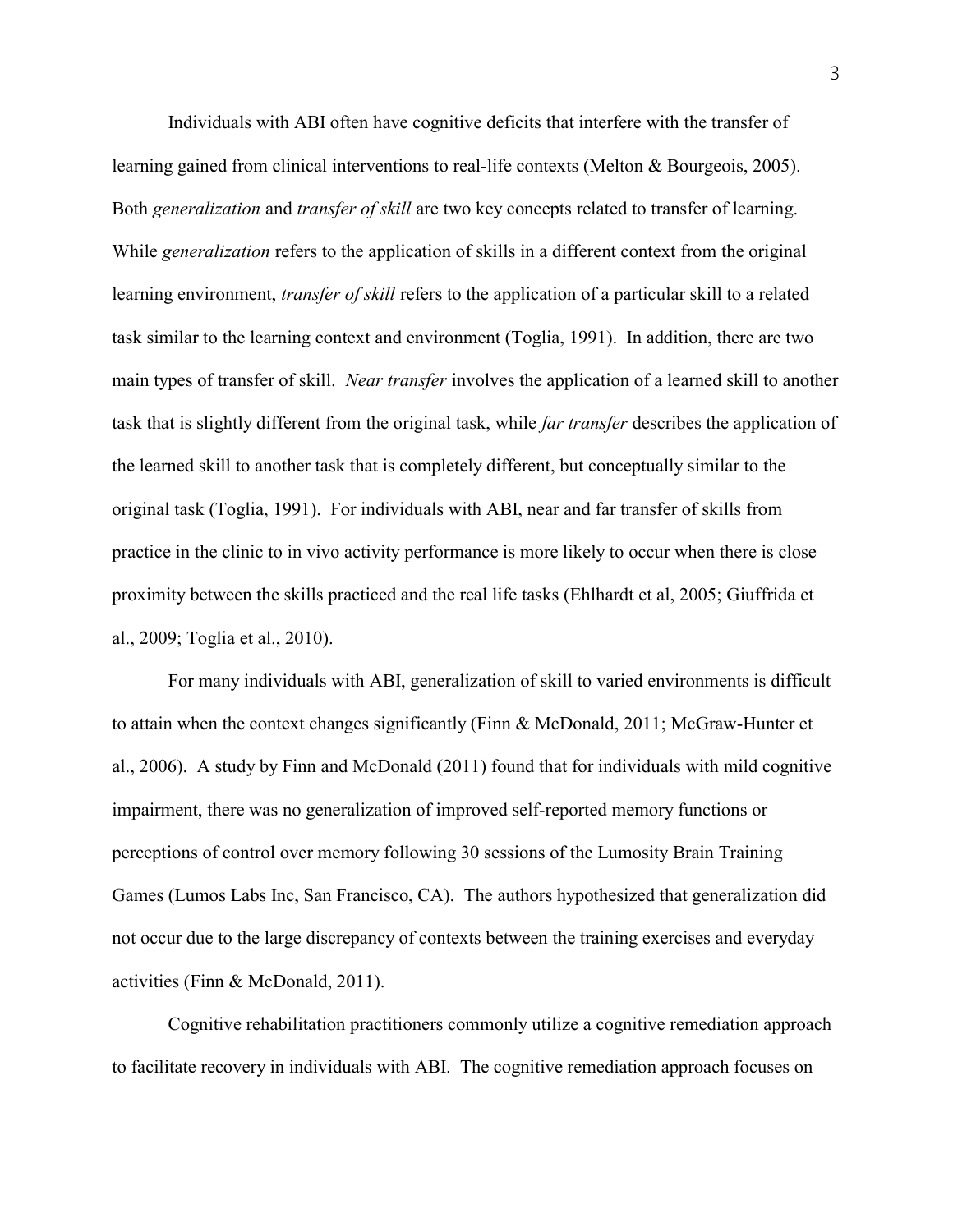Individuals with ABI often have cognitive deficits that interfere with the transfer of learning gained from clinical interventions to real-life contexts (Melton & Bourgeois, 2005). Both *generalization* and *transfer of skill* are two key concepts related to transfer of learning. While *generalization* refers to the application of skills in a different context from the original learning environment, *transfer of skill* refers to the application of a particular skill to a related task similar to the learning context and environment (Toglia, 1991). In addition, there are two main types of transfer of skill. *Near transfer* involves the application of a learned skill to another task that is slightly different from the original task, while *far transfer* describes the application of the learned skill to another task that is completely different, but conceptually similar to the original task (Toglia, 1991). For individuals with ABI, near and far transfer of skills from practice in the clinic to in vivo activity performance is more likely to occur when there is close proximity between the skills practiced and the real life tasks (Ehlhardt et al, 2005; Giuffrida et al., 2009; Toglia et al., 2010).

For many individuals with ABI, generalization of skill to varied environments is difficult to attain when the context changes significantly (Finn & McDonald, 2011; McGraw-Hunter et al., 2006). A study by Finn and McDonald (2011) found that for individuals with mild cognitive impairment, there was no generalization of improved self-reported memory functions or perceptions of control over memory following 30 sessions of the Lumosity Brain Training Games (Lumos Labs Inc, San Francisco, CA). The authors hypothesized that generalization did not occur due to the large discrepancy of contexts between the training exercises and everyday activities (Finn & McDonald, 2011).

Cognitive rehabilitation practitioners commonly utilize a cognitive remediation approach to facilitate recovery in individuals with ABI. The cognitive remediation approach focuses on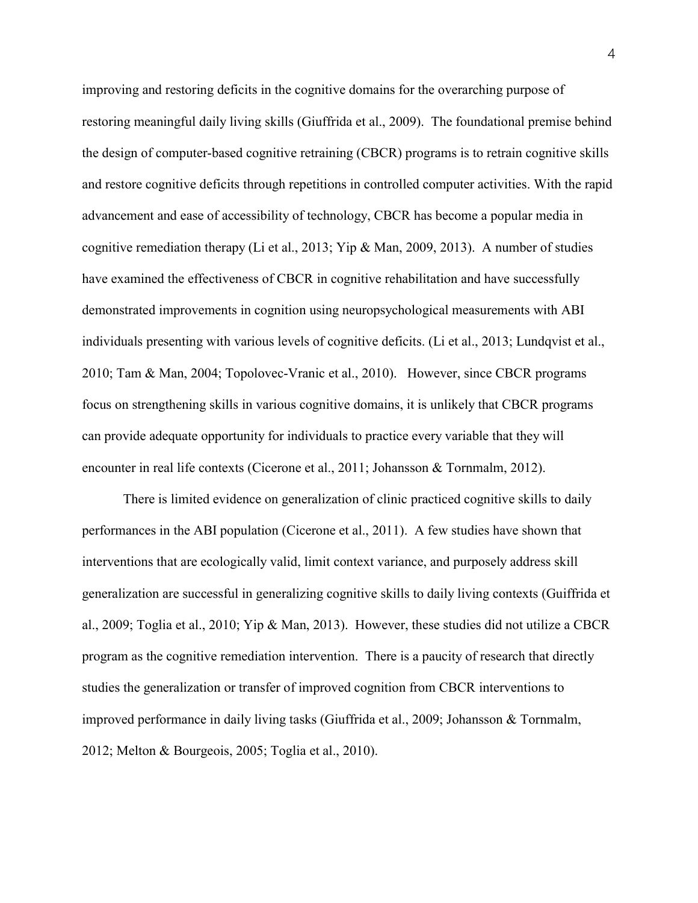improving and restoring deficits in the cognitive domains for the overarching purpose of restoring meaningful daily living skills (Giuffrida et al., 2009). The foundational premise behind the design of computer-based cognitive retraining (CBCR) programs is to retrain cognitive skills and restore cognitive deficits through repetitions in controlled computer activities. With the rapid advancement and ease of accessibility of technology, CBCR has become a popular media in cognitive remediation therapy (Li et al., 2013; Yip & Man, 2009, 2013). A number of studies have examined the effectiveness of CBCR in cognitive rehabilitation and have successfully demonstrated improvements in cognition using neuropsychological measurements with ABI individuals presenting with various levels of cognitive deficits. (Li et al., 2013; Lundqvist et al., 2010; Tam & Man, 2004; Topolovec-Vranic et al., 2010). However, since CBCR programs focus on strengthening skills in various cognitive domains, it is unlikely that CBCR programs can provide adequate opportunity for individuals to practice every variable that they will encounter in real life contexts (Cicerone et al., 2011; Johansson & Tornmalm, 2012).

There is limited evidence on generalization of clinic practiced cognitive skills to daily performances in the ABI population (Cicerone et al., 2011). A few studies have shown that interventions that are ecologically valid, limit context variance, and purposely address skill generalization are successful in generalizing cognitive skills to daily living contexts (Guiffrida et al., 2009; Toglia et al., 2010; Yip & Man, 2013). However, these studies did not utilize a CBCR program as the cognitive remediation intervention. There is a paucity of research that directly studies the generalization or transfer of improved cognition from CBCR interventions to improved performance in daily living tasks (Giuffrida et al., 2009; Johansson & Tornmalm, 2012; Melton & Bourgeois, 2005; Toglia et al., 2010).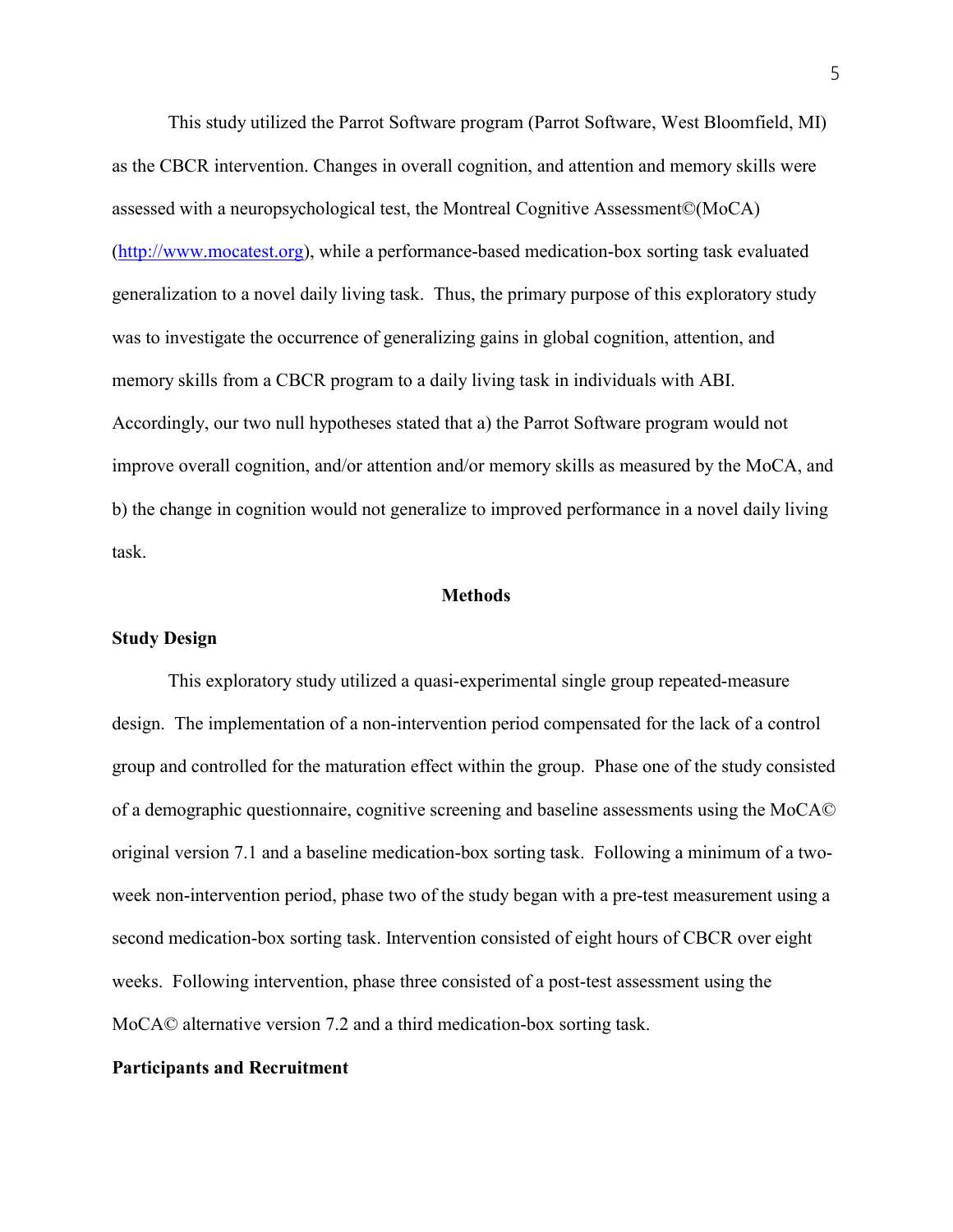This study utilized the Parrot Software program (Parrot Software, West Bloomfield, MI) as the CBCR intervention. Changes in overall cognition, and attention and memory skills were assessed with a neuropsychological test, the Montreal Cognitive Assessment©(MoCA) (http://www.mocatest.org), while a performance-based medication-box sorting task evaluated generalization to a novel daily living task. Thus, the primary purpose of this exploratory study was to investigate the occurrence of generalizing gains in global cognition, attention, and memory skills from a CBCR program to a daily living task in individuals with ABI. Accordingly, our two null hypotheses stated that a) the Parrot Software program would not improve overall cognition, and/or attention and/or memory skills as measured by the MoCA, and b) the change in cognition would not generalize to improved performance in a novel daily living task.

## Methods

### Study Design

This exploratory study utilized a quasi-experimental single group repeated-measure design. The implementation of a non-intervention period compensated for the lack of a control group and controlled for the maturation effect within the group. Phase one of the study consisted of a demographic questionnaire, cognitive screening and baseline assessments using the MoCA© original version 7.1 and a baseline medication-box sorting task. Following a minimum of a two-week non-intervention period, phase two of the study began with a pre-test measurement using a second medication-box sorting task. Intervention consisted of eight hours of CBCR over eight weeks. Following intervention, phase three consisted of a post-test assessment using the MoCA© alternative version 7.2 and a third medication-box sorting task.

### Participants and Recruitment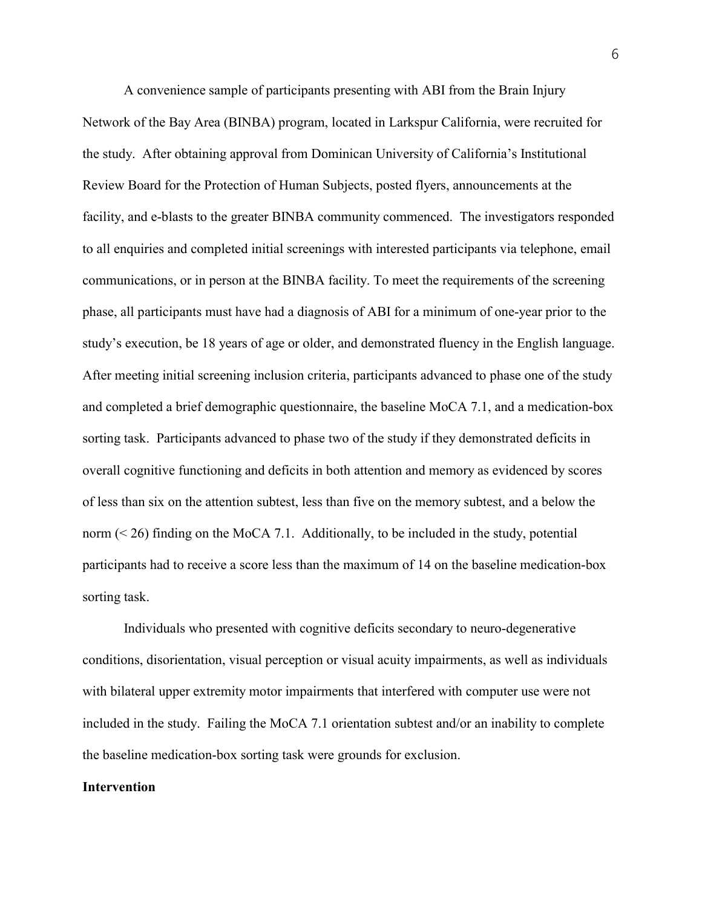A convenience sample of participants presenting with ABI from the Brain Injury Network of the Bay Area (BINBA) program, located in Larkspur California, were recruited for the study. After obtaining approval from Dominican University of California's Institutional Review Board for the Protection of Human Subjects, posted flyers, announcements at the facility, and e-blasts to the greater BINBA community commenced. The investigators responded to all enquiries and completed initial screenings with interested participants via telephone, email communications, or in person at the BINBA facility. To meet the requirements of the screening phase, all participants must have had a diagnosis of ABI for a minimum of one-year prior to the study's execution, be 18 years of age or older, and demonstrated fluency in the English language. After meeting initial screening inclusion criteria, participants advanced to phase one of the study and completed a brief demographic questionnaire, the baseline MoCA 7.1, and a medication-box sorting task. Participants advanced to phase two of the study if they demonstrated deficits in overall cognitive functioning and deficits in both attention and memory as evidenced by scores of less than six on the attention subtest, less than five on the memory subtest, and a below the norm (< 26) finding on the MoCA 7.1. Additionally, to be included in the study, potential participants had to receive a score less than the maximum of 14 on the baseline medication-box sorting task.

Individuals who presented with cognitive deficits secondary to neuro-degenerative conditions, disorientation, visual perception or visual acuity impairments, as well as individuals with bilateral upper extremity motor impairments that interfered with computer use were not included in the study. Failing the MoCA 7.1 orientation subtest and/or an inability to complete the baseline medication-box sorting task were grounds for exclusion.

**Intervention**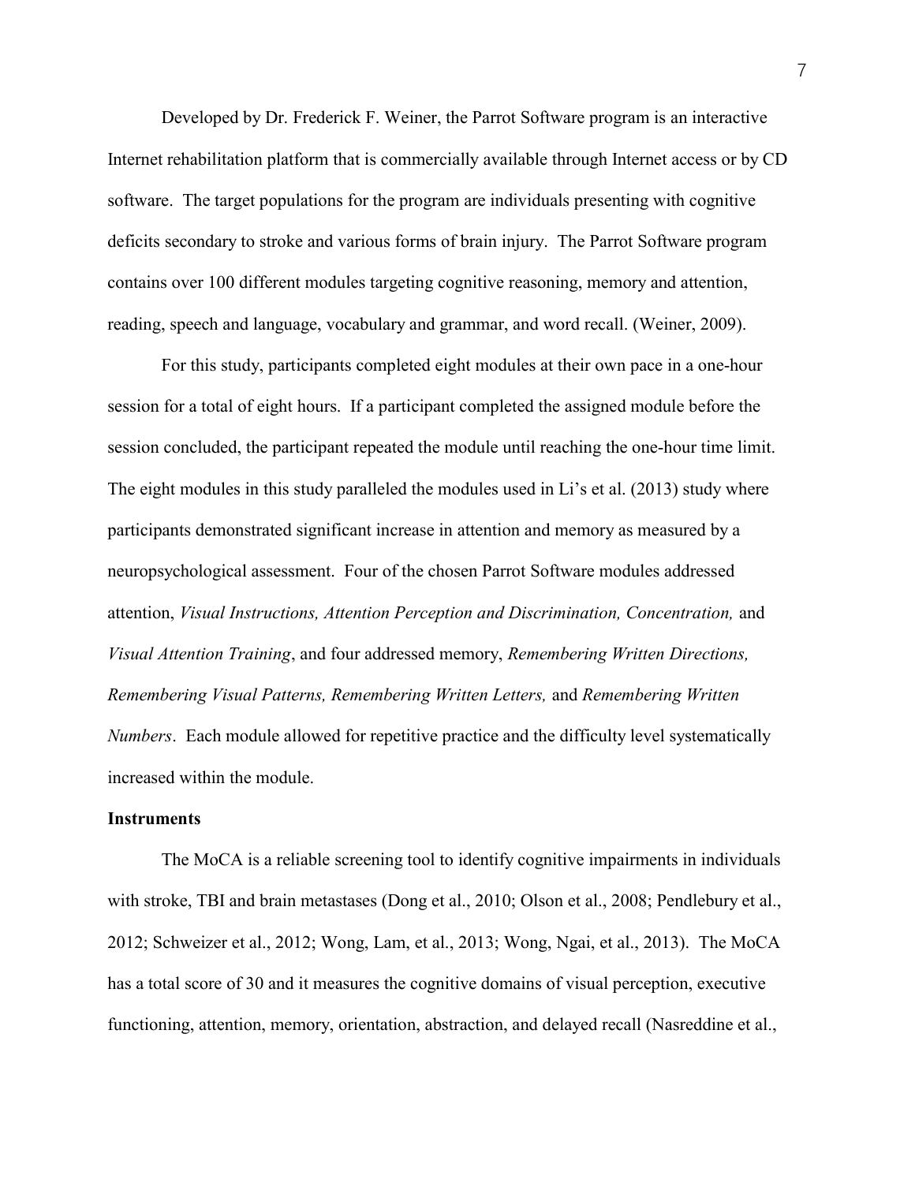Developed by Dr. Frederick F. Weiner, the Parrot Software program is an interactive Internet rehabilitation platform that is commercially available through Internet access or by CD software. The target populations for the program are individuals presenting with cognitive deficits secondary to stroke and various forms of brain injury. The Parrot Software program contains over 100 different modules targeting cognitive reasoning, memory and attention, reading, speech and language, vocabulary and grammar, and word recall. (Weiner, 2009).

For this study, participants completed eight modules at their own pace in a one-hour session for a total of eight hours. If a participant completed the assigned module before the session concluded, the participant repeated the module until reaching the one-hour time limit. The eight modules in this study paralleled the modules used in Li's et al. (2013) study where participants demonstrated significant increase in attention and memory as measured by a neuropsychological assessment. Four of the chosen Parrot Software modules addressed attention, *Visual Instructions, Attention Perception and Discrimination, Concentration,* and *Visual Attention Training*, and four addressed memory, *Remembering Written Directions, Remembering Visual Patterns, Remembering Written Letters,* and *Remembering Written Numbers*. Each module allowed for repetitive practice and the difficulty level systematically increased within the module.

**Instruments**

The MoCA is a reliable screening tool to identify cognitive impairments in individuals with stroke, TBI and brain metastases (Dong et al., 2010; Olson et al., 2008; Pendlebury et al., 2012; Schweizer et al., 2012; Wong, Lam, et al., 2013; Wong, Ngai, et al., 2013). The MoCA has a total score of 30 and it measures the cognitive domains of visual perception, executive functioning, attention, memory, orientation, abstraction, and delayed recall (Nasreddine et al.,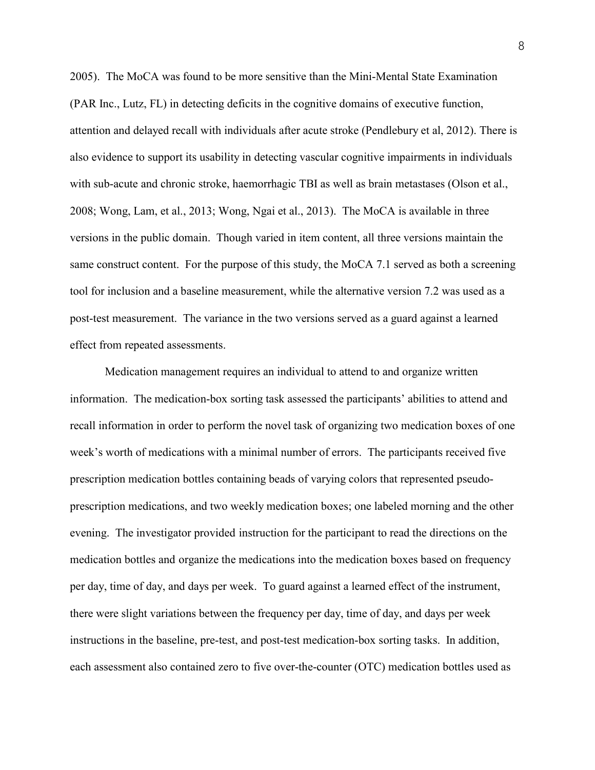2005). The MoCA was found to be more sensitive than the Mini-Mental State Examination (PAR Inc., Lutz, FL) in detecting deficits in the cognitive domains of executive function, attention and delayed recall with individuals after acute stroke (Pendlebury et al, 2012). There is also evidence to support its usability in detecting vascular cognitive impairments in individuals with sub-acute and chronic stroke, haemorrhagic TBI as well as brain metastases (Olson et al., 2008; Wong, Lam, et al., 2013; Wong, Ngai et al., 2013). The MoCA is available in three versions in the public domain. Though varied in item content, all three versions maintain the same construct content. For the purpose of this study, the MoCA 7.1 served as both a screening tool for inclusion and a baseline measurement, while the alternative version 7.2 was used as a post-test measurement. The variance in the two versions served as a guard against a learned effect from repeated assessments.

Medication management requires an individual to attend to and organize written information. The medication-box sorting task assessed the participants' abilities to attend and recall information in order to perform the novel task of organizing two medication boxes of one week's worth of medications with a minimal number of errors. The participants received five prescription medication bottles containing beads of varying colors that represented pseudo-prescription medications, and two weekly medication boxes; one labeled morning and the other evening. The investigator provided instruction for the participant to read the directions on the medication bottles and organize the medications into the medication boxes based on frequency per day, time of day, and days per week. To guard against a learned effect of the instrument, there were slight variations between the frequency per day, time of day, and days per week instructions in the baseline, pre-test, and post-test medication-box sorting tasks. In addition, each assessment also contained zero to five over-the-counter (OTC) medication bottles used as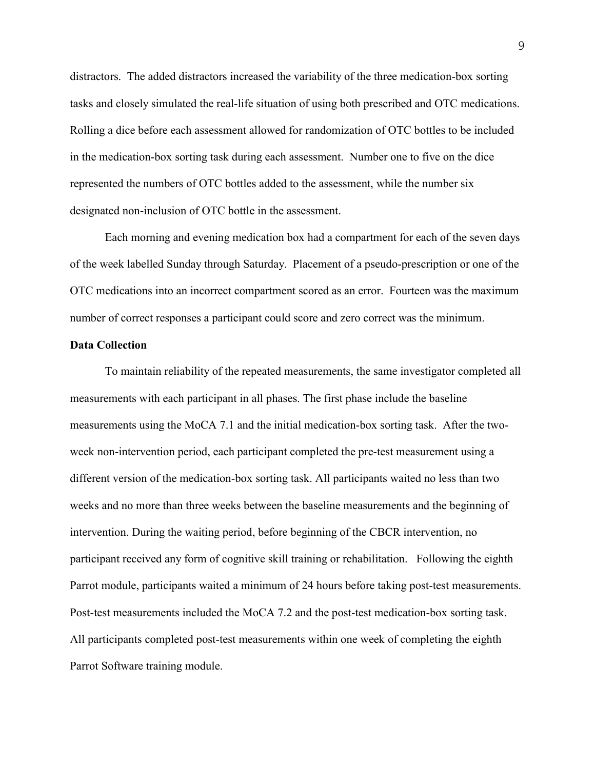distractors. The added distractors increased the variability of the three medication-box sorting tasks and closely simulated the real-life situation of using both prescribed and OTC medications. Rolling a dice before each assessment allowed for randomization of OTC bottles to be included in the medication-box sorting task during each assessment. Number one to five on the dice represented the numbers of OTC bottles added to the assessment, while the number six designated non-inclusion of OTC bottle in the assessment.

Each morning and evening medication box had a compartment for each of the seven days of the week labelled Sunday through Saturday. Placement of a pseudo-prescription or one of the OTC medications into an incorrect compartment scored as an error. Fourteen was the maximum number of correct responses a participant could score and zero correct was the minimum.

**Data Collection**

To maintain reliability of the repeated measurements, the same investigator completed all measurements with each participant in all phases. The first phase include the baseline measurements using the MoCA 7.1 and the initial medication-box sorting task. After the two-week non-intervention period, each participant completed the pre-test measurement using a different version of the medication-box sorting task. All participants waited no less than two weeks and no more than three weeks between the baseline measurements and the beginning of intervention. During the waiting period, before beginning of the CBCR intervention, no participant received any form of cognitive skill training or rehabilitation. Following the eighth Parrot module, participants waited a minimum of 24 hours before taking post-test measurements. Post-test measurements included the MoCA 7.2 and the post-test medication-box sorting task. All participants completed post-test measurements within one week of completing the eighth Parrot Software training module.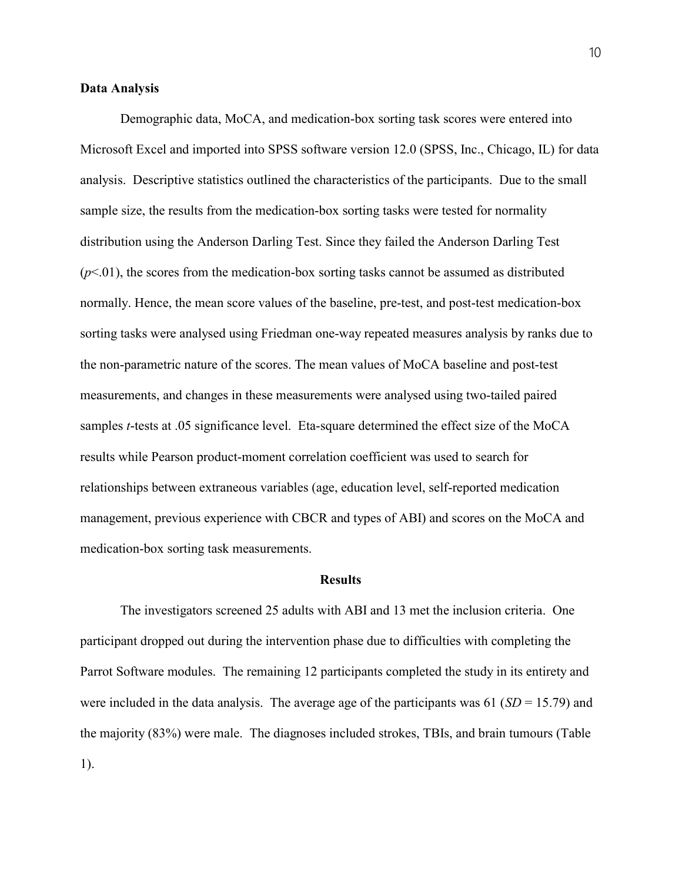**Data Analysis**

Demographic data, MoCA, and medication-box sorting task scores were entered into Microsoft Excel and imported into SPSS software version 12.0 (SPSS, Inc., Chicago, IL) for data analysis. Descriptive statistics outlined the characteristics of the participants. Due to the small sample size, the results from the medication-box sorting tasks were tested for normality distribution using the Anderson Darling Test. Since they failed the Anderson Darling Test ($p<.01$), the scores from the medication-box sorting tasks cannot be assumed as distributed normally. Hence, the mean score values of the baseline, pre-test, and post-test medication-box sorting tasks were analysed using Friedman one-way repeated measures analysis by ranks due to the non-parametric nature of the scores. The mean values of MoCA baseline and post-test measurements, and changes in these measurements were analysed using two-tailed paired samples *t*-tests at .05 significance level. Eta-square determined the effect size of the MoCA results while Pearson product-moment correlation coefficient was used to search for relationships between extraneous variables (age, education level, self-reported medication management, previous experience with CBCR and types of ABI) and scores on the MoCA and medication-box sorting task measurements.

## Results

The investigators screened 25 adults with ABI and 13 met the inclusion criteria. One participant dropped out during the intervention phase due to difficulties with completing the Parrot Software modules. The remaining 12 participants completed the study in its entirety and were included in the data analysis. The average age of the participants was 61 ($SD$ = 15.79) and the majority (83%) were male. The diagnoses included strokes, TBIs, and brain tumours (Table 1).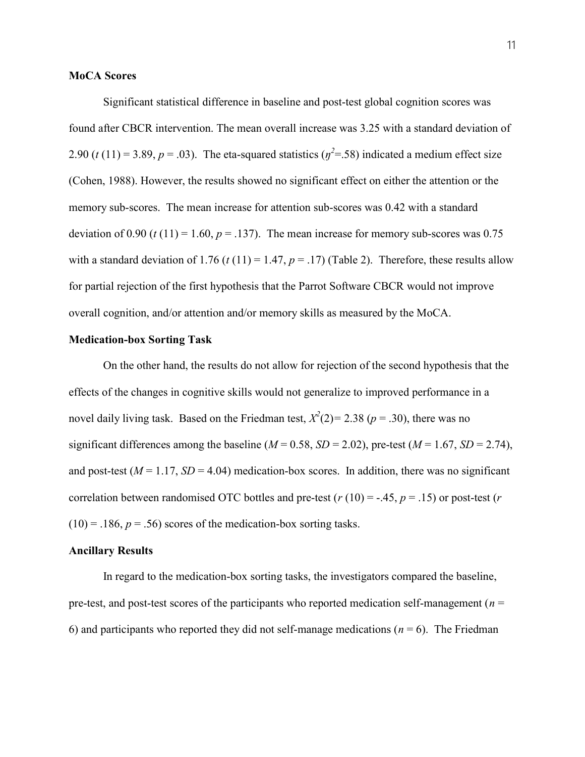### MoCA Scores

Significant statistical difference in baseline and post-test global cognition scores was found after CBCR intervention. The mean overall increase was 3.25 with a standard deviation of 2.90 ($t$ (11) = 3.89, $p$ = .03). The eta-squared statistics ($\eta^2$=.58) indicated a medium effect size (Cohen, 1988). However, the results showed no significant effect on either the attention or the memory sub-scores. The mean increase for attention sub-scores was 0.42 with a standard deviation of 0.90 ($t$ (11) = 1.60, $p$ = .137). The mean increase for memory sub-scores was 0.75 with a standard deviation of 1.76 ($t$ (11) = 1.47, $p$ = .17) (Table 2). Therefore, these results allow for partial rejection of the first hypothesis that the Parrot Software CBCR would not improve overall cognition, and/or attention and/or memory skills as measured by the MoCA.

### Medication-box Sorting Task

On the other hand, the results do not allow for rejection of the second hypothesis that the effects of the changes in cognitive skills would not generalize to improved performance in a novel daily living task. Based on the Friedman test, $X^2(2)$= 2.38 ($p$ = .30), there was no significant differences among the baseline ($M$ = 0.58, $SD$ = 2.02), pre-test ($M$ = 1.67, $SD$ = 2.74), and post-test ($M$ = 1.17, $SD$ = 4.04) medication-box scores. In addition, there was no significant correlation between randomised OTC bottles and pre-test ($r$ (10) = -.45, $p$ = .15) or post-test ($r$ (10) = .186, $p$ = .56) scores of the medication-box sorting tasks.

### Ancillary Results

In regard to the medication-box sorting tasks, the investigators compared the baseline, pre-test, and post-test scores of the participants who reported medication self-management ($n$ = 6) and participants who reported they did not self-manage medications ($n$ = 6). The Friedman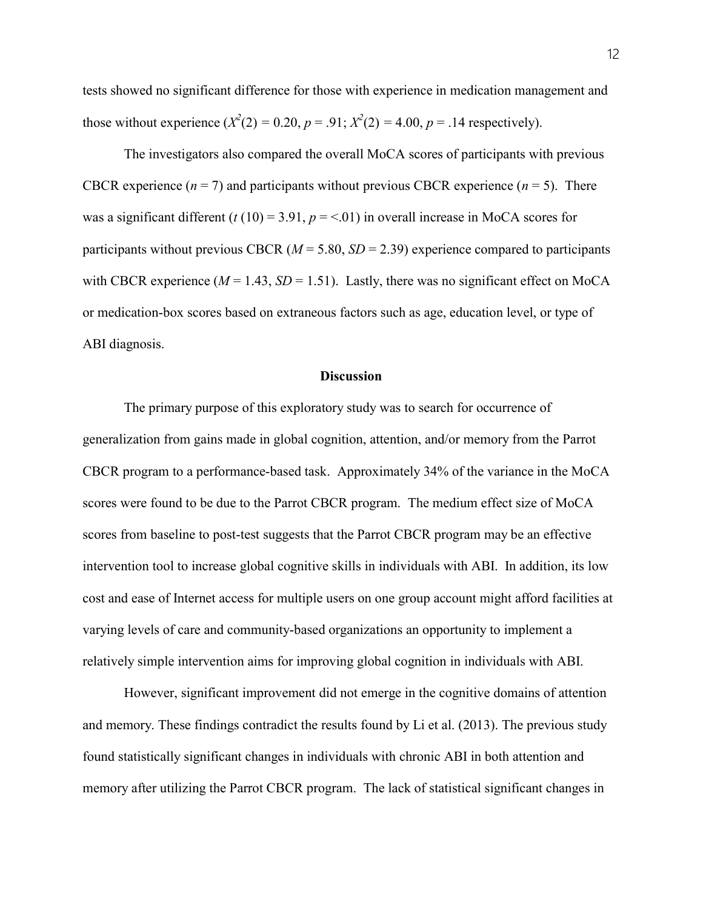tests showed no significant difference for those with experience in medication management and those without experience ($X^2(2) = 0.20$, $p = .91$; $X^2(2) = 4.00$, $p = .14$ respectively).

The investigators also compared the overall MoCA scores of participants with previous CBCR experience ($n = 7$) and participants without previous CBCR experience ($n = 5$). There was a significant different ($t\ (10) = 3.91$, $p = <.01$) in overall increase in MoCA scores for participants without previous CBCR ($M = 5.80$, $SD = 2.39$) experience compared to participants with CBCR experience ($M = 1.43$, $SD = 1.51$). Lastly, there was no significant effect on MoCA or medication-box scores based on extraneous factors such as age, education level, or type of ABI diagnosis.

## Discussion

The primary purpose of this exploratory study was to search for occurrence of generalization from gains made in global cognition, attention, and/or memory from the Parrot CBCR program to a performance-based task. Approximately 34% of the variance in the MoCA scores were found to be due to the Parrot CBCR program. The medium effect size of MoCA scores from baseline to post-test suggests that the Parrot CBCR program may be an effective intervention tool to increase global cognitive skills in individuals with ABI. In addition, its low cost and ease of Internet access for multiple users on one group account might afford facilities at varying levels of care and community-based organizations an opportunity to implement a relatively simple intervention aims for improving global cognition in individuals with ABI.

However, significant improvement did not emerge in the cognitive domains of attention and memory. These findings contradict the results found by Li et al. (2013). The previous study found statistically significant changes in individuals with chronic ABI in both attention and memory after utilizing the Parrot CBCR program. The lack of statistical significant changes in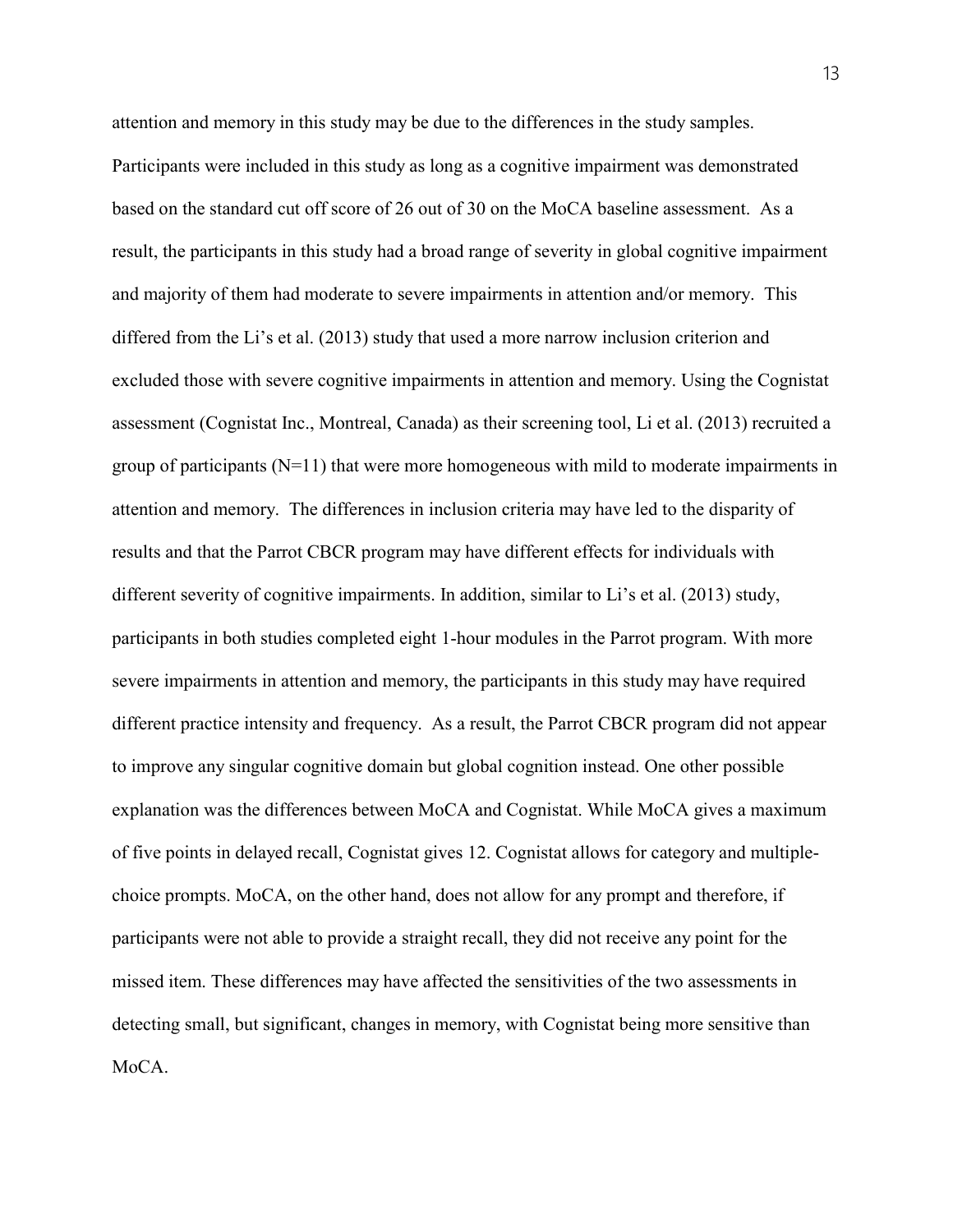attention and memory in this study may be due to the differences in the study samples. Participants were included in this study as long as a cognitive impairment was demonstrated based on the standard cut off score of 26 out of 30 on the MoCA baseline assessment. As a result, the participants in this study had a broad range of severity in global cognitive impairment and majority of them had moderate to severe impairments in attention and/or memory. This differed from the Li's et al. (2013) study that used a more narrow inclusion criterion and excluded those with severe cognitive impairments in attention and memory. Using the Cognistat assessment (Cognistat Inc., Montreal, Canada) as their screening tool, Li et al. (2013) recruited a group of participants (N=11) that were more homogeneous with mild to moderate impairments in attention and memory. The differences in inclusion criteria may have led to the disparity of results and that the Parrot CBCR program may have different effects for individuals with different severity of cognitive impairments. In addition, similar to Li's et al. (2013) study, participants in both studies completed eight 1-hour modules in the Parrot program. With more severe impairments in attention and memory, the participants in this study may have required different practice intensity and frequency. As a result, the Parrot CBCR program did not appear to improve any singular cognitive domain but global cognition instead. One other possible explanation was the differences between MoCA and Cognistat. While MoCA gives a maximum of five points in delayed recall, Cognistat gives 12. Cognistat allows for category and multiple-choice prompts. MoCA, on the other hand, does not allow for any prompt and therefore, if participants were not able to provide a straight recall, they did not receive any point for the missed item. These differences may have affected the sensitivities of the two assessments in detecting small, but significant, changes in memory, with Cognistat being more sensitive than MoCA.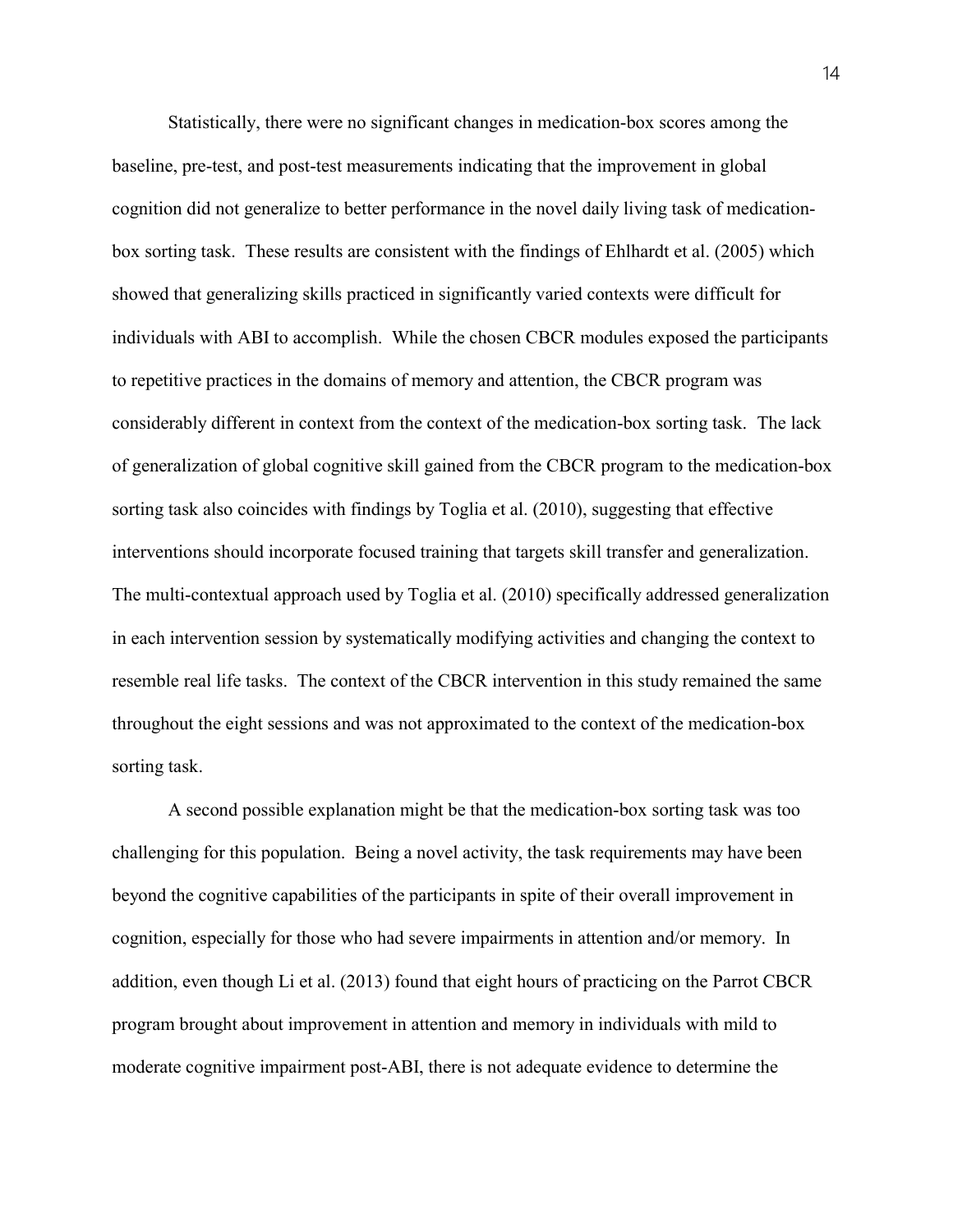Statistically, there were no significant changes in medication-box scores among the baseline, pre-test, and post-test measurements indicating that the improvement in global cognition did not generalize to better performance in the novel daily living task of medication-box sorting task. These results are consistent with the findings of Ehlhardt et al. (2005) which showed that generalizing skills practiced in significantly varied contexts were difficult for individuals with ABI to accomplish. While the chosen CBCR modules exposed the participants to repetitive practices in the domains of memory and attention, the CBCR program was considerably different in context from the context of the medication-box sorting task. The lack of generalization of global cognitive skill gained from the CBCR program to the medication-box sorting task also coincides with findings by Toglia et al. (2010), suggesting that effective interventions should incorporate focused training that targets skill transfer and generalization. The multi-contextual approach used by Toglia et al. (2010) specifically addressed generalization in each intervention session by systematically modifying activities and changing the context to resemble real life tasks. The context of the CBCR intervention in this study remained the same throughout the eight sessions and was not approximated to the context of the medication-box sorting task.

A second possible explanation might be that the medication-box sorting task was too challenging for this population. Being a novel activity, the task requirements may have been beyond the cognitive capabilities of the participants in spite of their overall improvement in cognition, especially for those who had severe impairments in attention and/or memory. In addition, even though Li et al. (2013) found that eight hours of practicing on the Parrot CBCR program brought about improvement in attention and memory in individuals with mild to moderate cognitive impairment post-ABI, there is not adequate evidence to determine the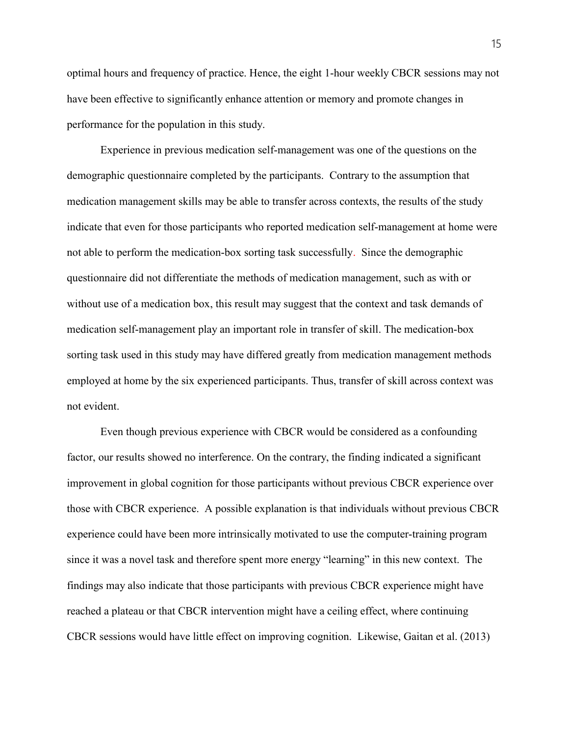optimal hours and frequency of practice. Hence, the eight 1-hour weekly CBCR sessions may not have been effective to significantly enhance attention or memory and promote changes in performance for the population in this study.

Experience in previous medication self-management was one of the questions on the demographic questionnaire completed by the participants. Contrary to the assumption that medication management skills may be able to transfer across contexts, the results of the study indicate that even for those participants who reported medication self-management at home were not able to perform the medication-box sorting task successfully. Since the demographic questionnaire did not differentiate the methods of medication management, such as with or without use of a medication box, this result may suggest that the context and task demands of medication self-management play an important role in transfer of skill. The medication-box sorting task used in this study may have differed greatly from medication management methods employed at home by the six experienced participants. Thus, transfer of skill across context was not evident.

Even though previous experience with CBCR would be considered as a confounding factor, our results showed no interference. On the contrary, the finding indicated a significant improvement in global cognition for those participants without previous CBCR experience over those with CBCR experience. A possible explanation is that individuals without previous CBCR experience could have been more intrinsically motivated to use the computer-training program since it was a novel task and therefore spent more energy "learning" in this new context. The findings may also indicate that those participants with previous CBCR experience might have reached a plateau or that CBCR intervention might have a ceiling effect, where continuing CBCR sessions would have little effect on improving cognition. Likewise, Gaitan et al. (2013)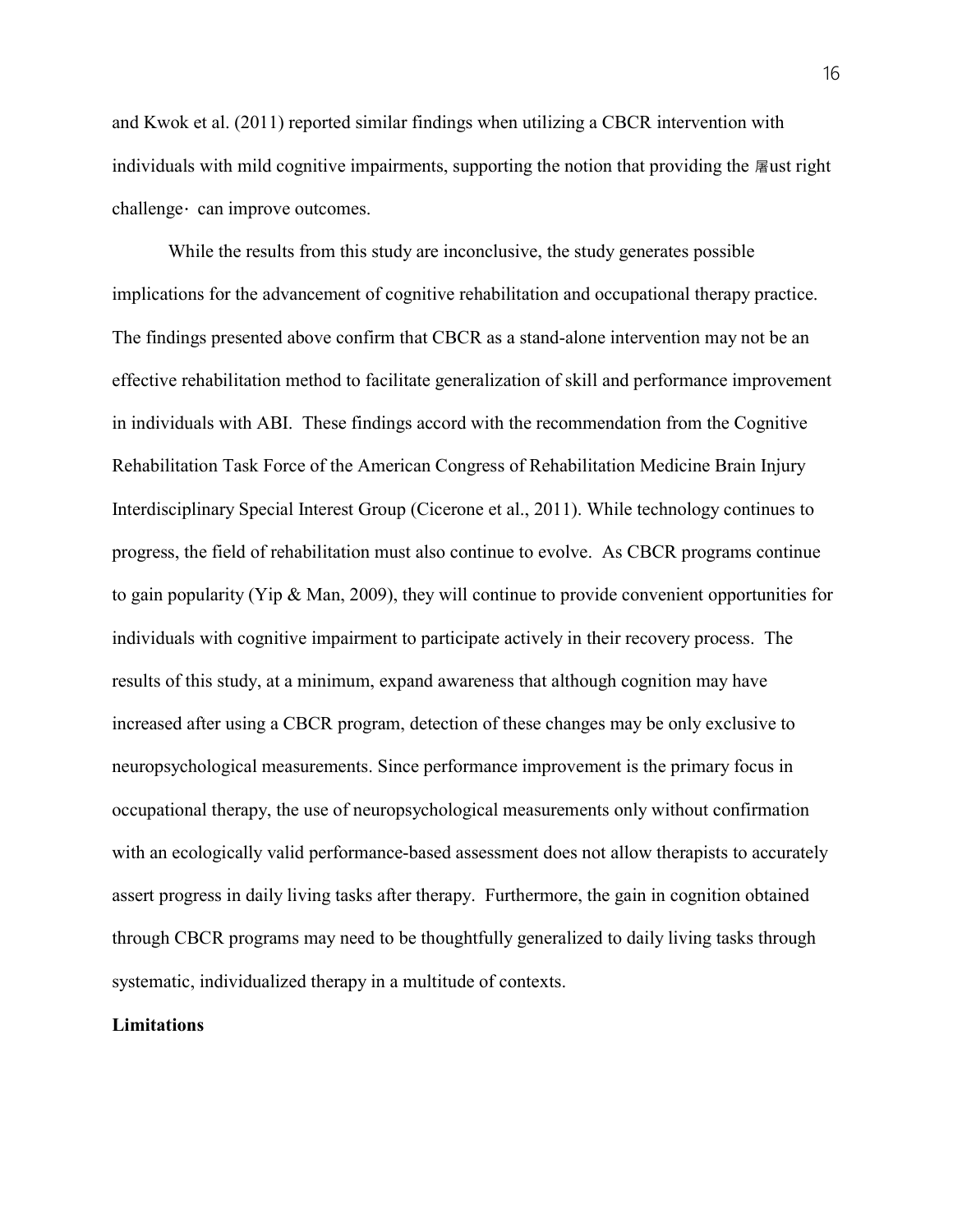and Kwok et al. (2011) reported similar findings when utilizing a CBCR intervention with individuals with mild cognitive impairments, supporting the notion that providing the 屠ust right challenge· can improve outcomes.

While the results from this study are inconclusive, the study generates possible implications for the advancement of cognitive rehabilitation and occupational therapy practice. The findings presented above confirm that CBCR as a stand-alone intervention may not be an effective rehabilitation method to facilitate generalization of skill and performance improvement in individuals with ABI. These findings accord with the recommendation from the Cognitive Rehabilitation Task Force of the American Congress of Rehabilitation Medicine Brain Injury Interdisciplinary Special Interest Group (Cicerone et al., 2011). While technology continues to progress, the field of rehabilitation must also continue to evolve. As CBCR programs continue to gain popularity (Yip & Man, 2009), they will continue to provide convenient opportunities for individuals with cognitive impairment to participate actively in their recovery process. The results of this study, at a minimum, expand awareness that although cognition may have increased after using a CBCR program, detection of these changes may be only exclusive to neuropsychological measurements. Since performance improvement is the primary focus in occupational therapy, the use of neuropsychological measurements only without confirmation with an ecologically valid performance-based assessment does not allow therapists to accurately assert progress in daily living tasks after therapy. Furthermore, the gain in cognition obtained through CBCR programs may need to be thoughtfully generalized to daily living tasks through systematic, individualized therapy in a multitude of contexts.

**Limitations**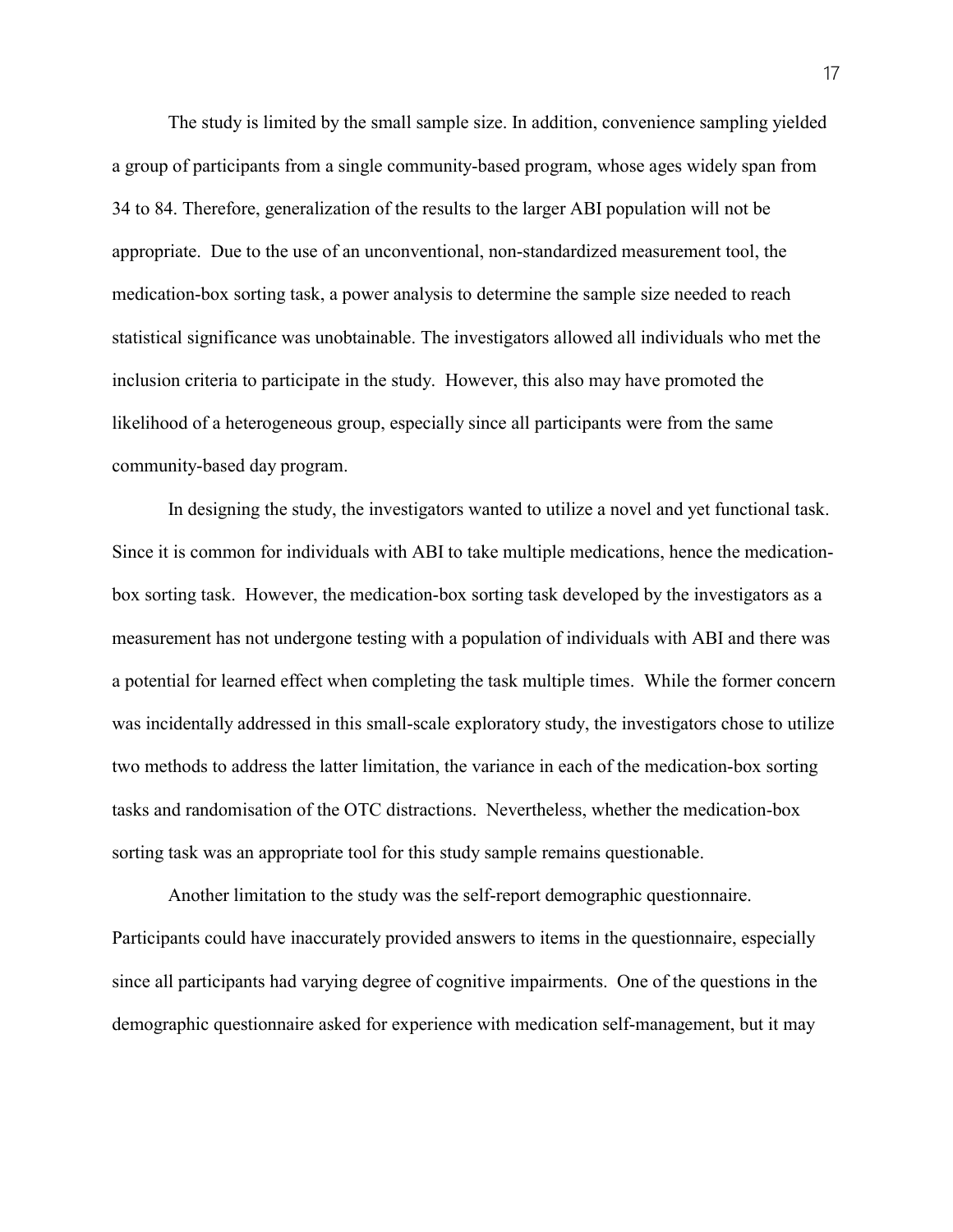The study is limited by the small sample size. In addition, convenience sampling yielded a group of participants from a single community-based program, whose ages widely span from 34 to 84. Therefore, generalization of the results to the larger ABI population will not be appropriate. Due to the use of an unconventional, non-standardized measurement tool, the medication-box sorting task, a power analysis to determine the sample size needed to reach statistical significance was unobtainable. The investigators allowed all individuals who met the inclusion criteria to participate in the study. However, this also may have promoted the likelihood of a heterogeneous group, especially since all participants were from the same community-based day program.

In designing the study, the investigators wanted to utilize a novel and yet functional task. Since it is common for individuals with ABI to take multiple medications, hence the medication-box sorting task. However, the medication-box sorting task developed by the investigators as a measurement has not undergone testing with a population of individuals with ABI and there was a potential for learned effect when completing the task multiple times. While the former concern was incidentally addressed in this small-scale exploratory study, the investigators chose to utilize two methods to address the latter limitation, the variance in each of the medication-box sorting tasks and randomisation of the OTC distractions. Nevertheless, whether the medication-box sorting task was an appropriate tool for this study sample remains questionable.

Another limitation to the study was the self-report demographic questionnaire. Participants could have inaccurately provided answers to items in the questionnaire, especially since all participants had varying degree of cognitive impairments. One of the questions in the demographic questionnaire asked for experience with medication self-management, but it may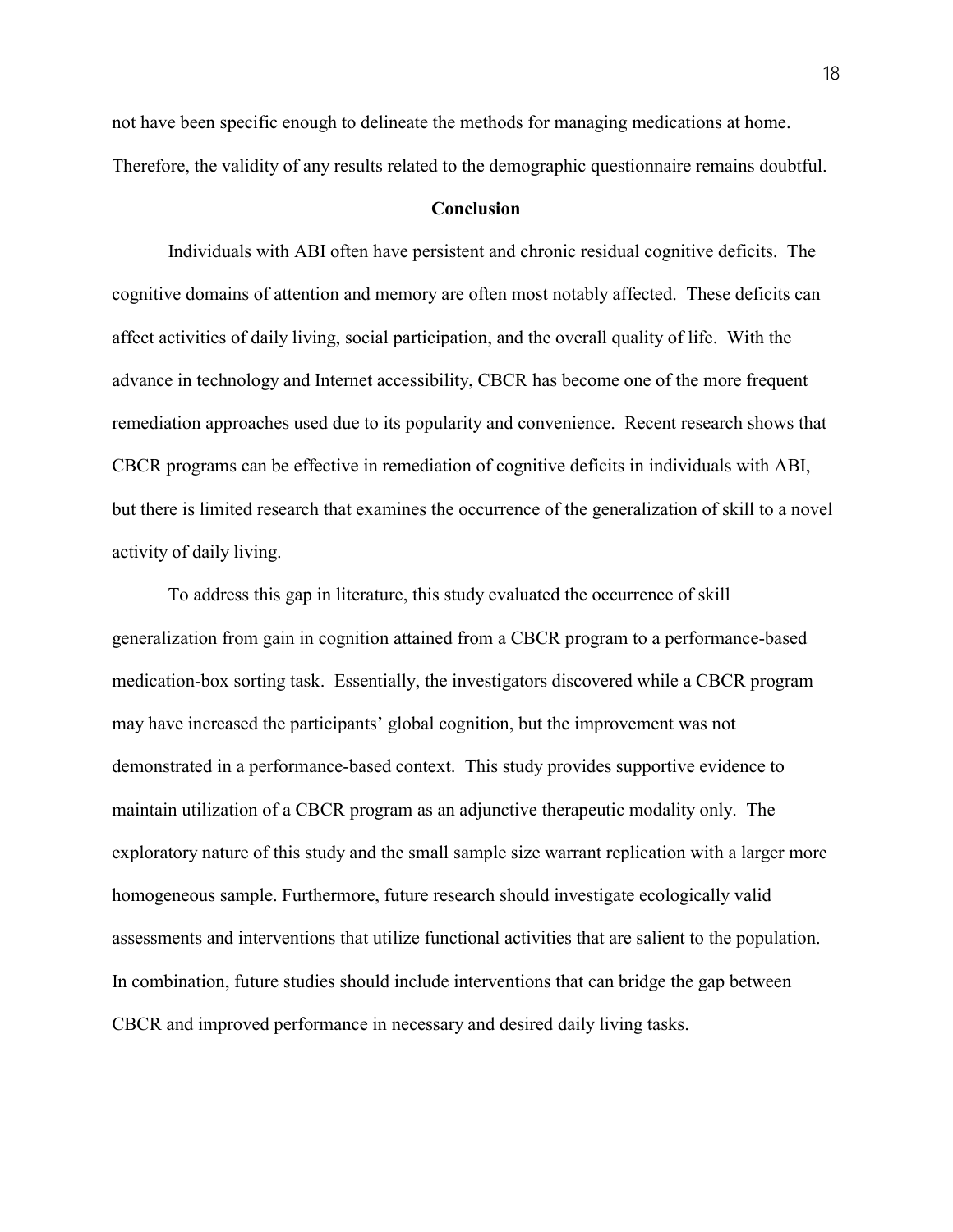not have been specific enough to delineate the methods for managing medications at home. Therefore, the validity of any results related to the demographic questionnaire remains doubtful.

## Conclusion

Individuals with ABI often have persistent and chronic residual cognitive deficits. The cognitive domains of attention and memory are often most notably affected. These deficits can affect activities of daily living, social participation, and the overall quality of life. With the advance in technology and Internet accessibility, CBCR has become one of the more frequent remediation approaches used due to its popularity and convenience. Recent research shows that CBCR programs can be effective in remediation of cognitive deficits in individuals with ABI, but there is limited research that examines the occurrence of the generalization of skill to a novel activity of daily living.

To address this gap in literature, this study evaluated the occurrence of skill generalization from gain in cognition attained from a CBCR program to a performance-based medication-box sorting task. Essentially, the investigators discovered while a CBCR program may have increased the participants' global cognition, but the improvement was not demonstrated in a performance-based context. This study provides supportive evidence to maintain utilization of a CBCR program as an adjunctive therapeutic modality only. The exploratory nature of this study and the small sample size warrant replication with a larger more homogeneous sample. Furthermore, future research should investigate ecologically valid assessments and interventions that utilize functional activities that are salient to the population. In combination, future studies should include interventions that can bridge the gap between CBCR and improved performance in necessary and desired daily living tasks.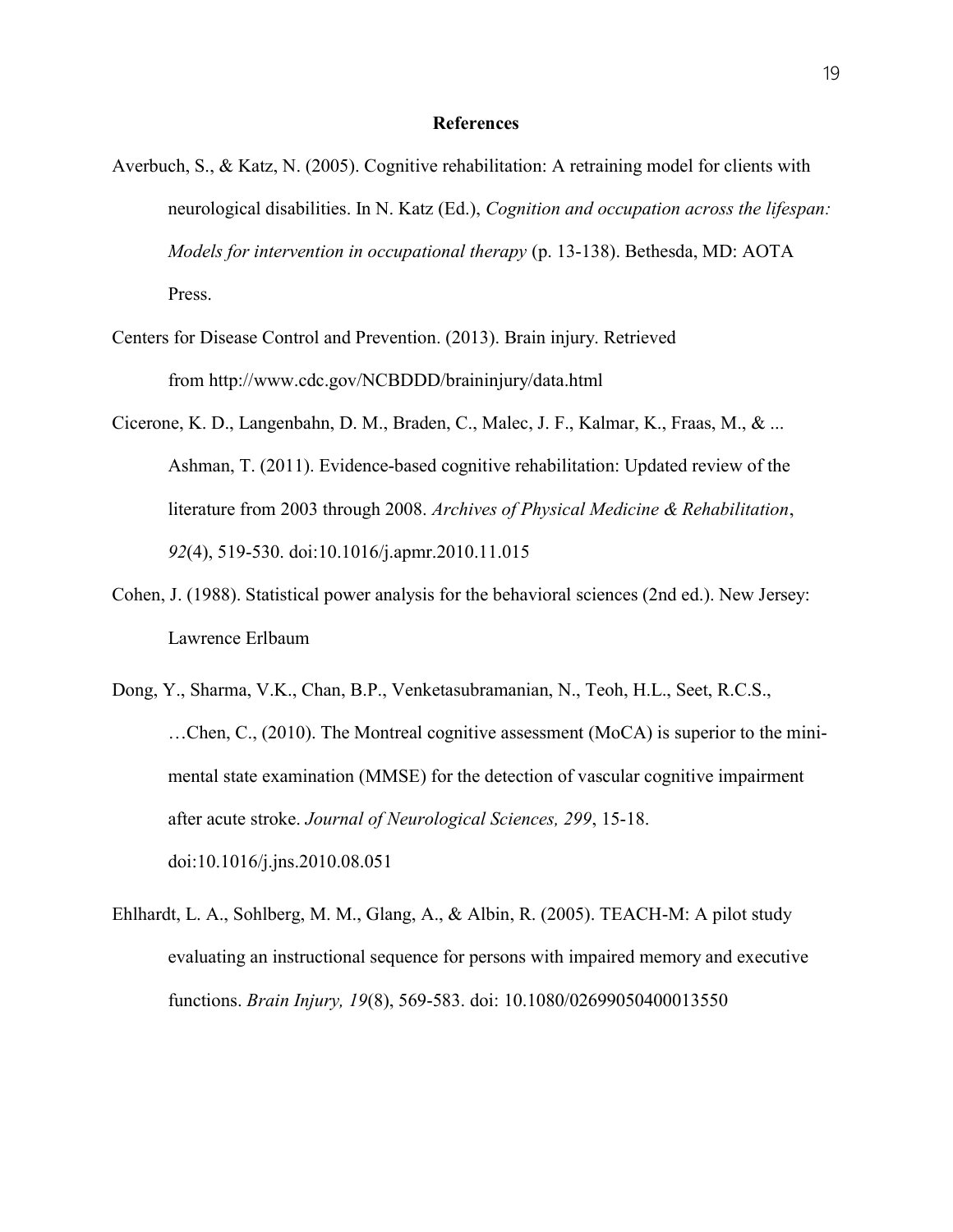# References

Averbuch, S., & Katz, N. (2005). Cognitive rehabilitation: A retraining model for clients with neurological disabilities. In N. Katz (Ed.), *Cognition and occupation across the lifespan: Models for intervention in occupational therapy* (p. 13-138). Bethesda, MD: AOTA Press.

Centers for Disease Control and Prevention. (2013). Brain injury. Retrieved from http://www.cdc.gov/NCBDDD/braininjury/data.html

Cicerone, K. D., Langenbahn, D. M., Braden, C., Malec, J. F., Kalmar, K., Fraas, M., & ... Ashman, T. (2011). Evidence-based cognitive rehabilitation: Updated review of the literature from 2003 through 2008. *Archives of Physical Medicine & Rehabilitation*, *92*(4), 519-530. doi:10.1016/j.apmr.2010.11.015

Cohen, J. (1988). Statistical power analysis for the behavioral sciences (2nd ed.). New Jersey: Lawrence Erlbaum

Dong, Y., Sharma, V.K., Chan, B.P., Venketasubramanian, N., Teoh, H.L., Seet, R.C.S., …Chen, C., (2010). The Montreal cognitive assessment (MoCA) is superior to the mini-mental state examination (MMSE) for the detection of vascular cognitive impairment after acute stroke. *Journal of Neurological Sciences, 299*, 15-18. doi:10.1016/j.jns.2010.08.051

Ehlhardt, L. A., Sohlberg, M. M., Glang, A., & Albin, R. (2005). TEACH-M: A pilot study evaluating an instructional sequence for persons with impaired memory and executive functions. *Brain Injury, 19*(8), 569-583. doi: 10.1080/02699050400013550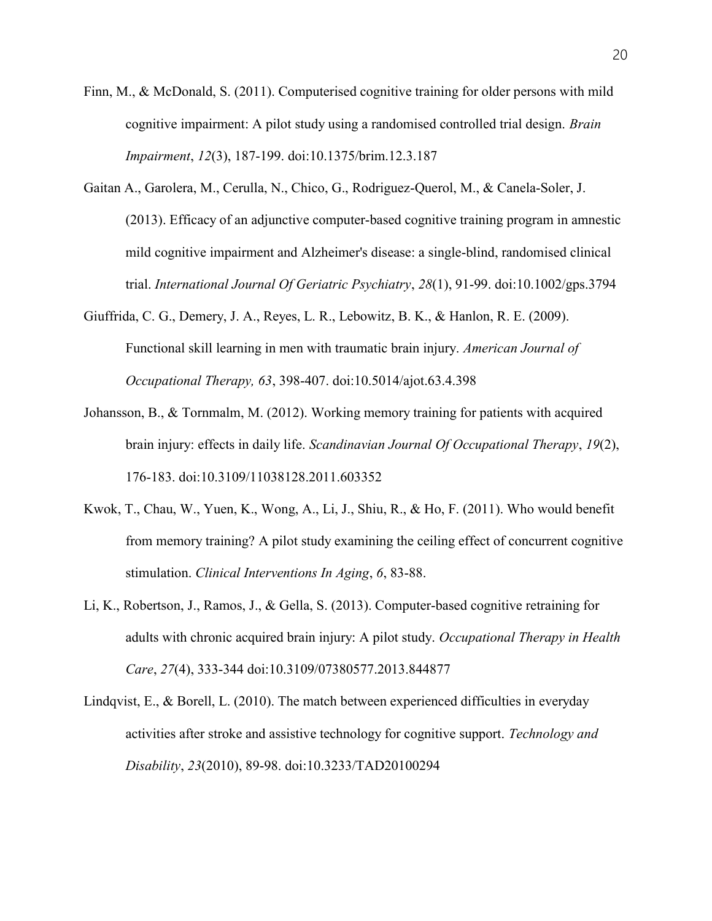Finn, M., & McDonald, S. (2011). Computerised cognitive training for older persons with mild cognitive impairment: A pilot study using a randomised controlled trial design. *Brain Impairment*, *12*(3), 187-199. doi:10.1375/brim.12.3.187

Gaitan A., Garolera, M., Cerulla, N., Chico, G., Rodriguez-Querol, M., & Canela-Soler, J. (2013). Efficacy of an adjunctive computer-based cognitive training program in amnestic mild cognitive impairment and Alzheimer's disease: a single-blind, randomised clinical trial. *International Journal Of Geriatric Psychiatry*, *28*(1), 91-99. doi:10.1002/gps.3794

Giuffrida, C. G., Demery, J. A., Reyes, L. R., Lebowitz, B. K., & Hanlon, R. E. (2009). Functional skill learning in men with traumatic brain injury. *American Journal of Occupational Therapy, 63*, 398-407. doi:10.5014/ajot.63.4.398

Johansson, B., & Tornmalm, M. (2012). Working memory training for patients with acquired brain injury: effects in daily life. *Scandinavian Journal Of Occupational Therapy*, *19*(2), 176-183. doi:10.3109/11038128.2011.603352

Kwok, T., Chau, W., Yuen, K., Wong, A., Li, J., Shiu, R., & Ho, F. (2011). Who would benefit from memory training? A pilot study examining the ceiling effect of concurrent cognitive stimulation. *Clinical Interventions In Aging*, *6*, 83-88.

Li, K., Robertson, J., Ramos, J., & Gella, S. (2013). Computer-based cognitive retraining for adults with chronic acquired brain injury: A pilot study. *Occupational Therapy in Health Care*, *27*(4), 333-344 doi:10.3109/07380577.2013.844877

Lindqvist, E., & Borell, L. (2010). The match between experienced difficulties in everyday activities after stroke and assistive technology for cognitive support. *Technology and Disability*, *23*(2010), 89-98. doi:10.3233/TAD20100294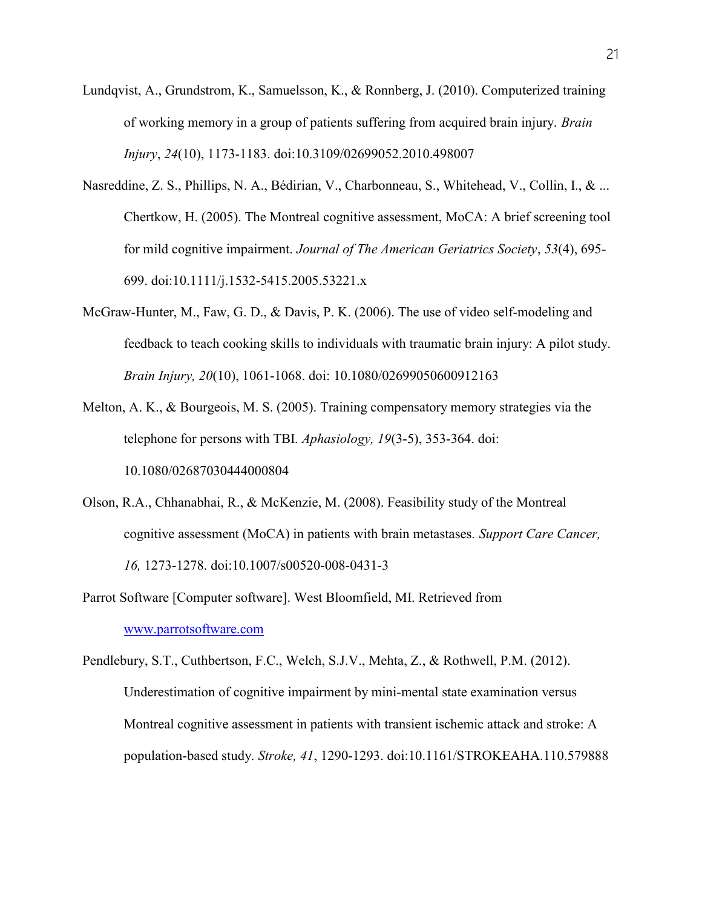Lundqvist, A., Grundstrom, K., Samuelsson, K., & Ronnberg, J. (2010). Computerized training of working memory in a group of patients suffering from acquired brain injury. *Brain Injury*, *24*(10), 1173-1183. doi:10.3109/02699052.2010.498007

Nasreddine, Z. S., Phillips, N. A., Bédirian, V., Charbonneau, S., Whitehead, V., Collin, I., & ... Chertkow, H. (2005). The Montreal cognitive assessment, MoCA: A brief screening tool for mild cognitive impairment. *Journal of The American Geriatrics Society*, *53*(4), 695-699. doi:10.1111/j.1532-5415.2005.53221.x

McGraw-Hunter, M., Faw, G. D., & Davis, P. K. (2006). The use of video self-modeling and feedback to teach cooking skills to individuals with traumatic brain injury: A pilot study. *Brain Injury, 20*(10), 1061-1068. doi: 10.1080/02699050600912163

Melton, A. K., & Bourgeois, M. S. (2005). Training compensatory memory strategies via the telephone for persons with TBI. *Aphasiology, 19*(3-5), 353-364. doi: 10.1080/02687030444000804

Olson, R.A., Chhanabhai, R., & McKenzie, M. (2008). Feasibility study of the Montreal cognitive assessment (MoCA) in patients with brain metastases. *Support Care Cancer, 16,* 1273-1278. doi:10.1007/s00520-008-0431-3

Parrot Software [Computer software]. West Bloomfield, MI. Retrieved from [www.parrotsoftware.com](http://www.parrotsoftware.com)

Pendlebury, S.T., Cuthbertson, F.C., Welch, S.J.V., Mehta, Z., & Rothwell, P.M. (2012). Underestimation of cognitive impairment by mini-mental state examination versus Montreal cognitive assessment in patients with transient ischemic attack and stroke: A population-based study. *Stroke, 41*, 1290-1293. doi:10.1161/STROKEAHA.110.579888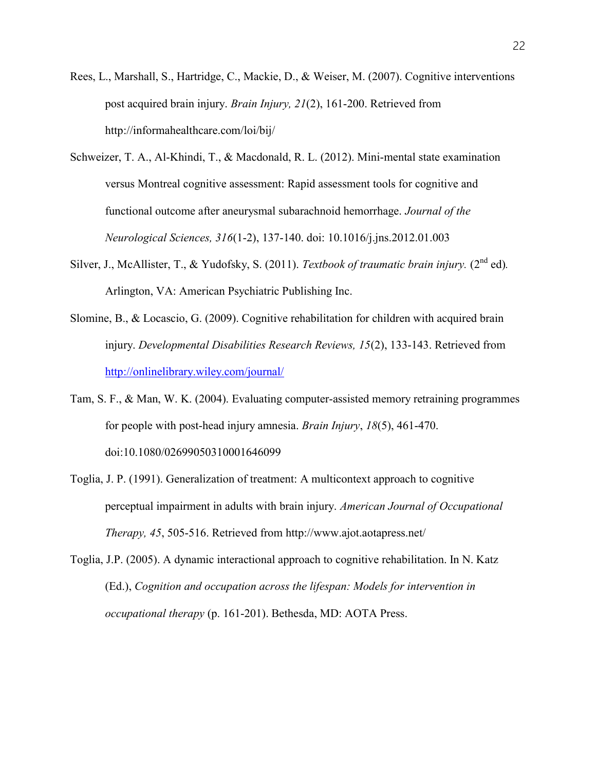Rees, L., Marshall, S., Hartridge, C., Mackie, D., & Weiser, M. (2007). Cognitive interventions post acquired brain injury. *Brain Injury, 21*(2), 161-200. Retrieved from http://informahealthcare.com/loi/bij/

Schweizer, T. A., Al-Khindi, T., & Macdonald, R. L. (2012). Mini-mental state examination versus Montreal cognitive assessment: Rapid assessment tools for cognitive and functional outcome after aneurysmal subarachnoid hemorrhage. *Journal of the Neurological Sciences, 316*(1-2), 137-140. doi: 10.1016/j.jns.2012.01.003

Silver, J., McAllister, T., & Yudofsky, S. (2011). *Textbook of traumatic brain injury.* (2nd ed). Arlington, VA: American Psychiatric Publishing Inc.

Slomine, B., & Locascio, G. (2009). Cognitive rehabilitation for children with acquired brain injury. *Developmental Disabilities Research Reviews, 15*(2), 133-143. Retrieved from http://onlinelibrary.wiley.com/journal/

Tam, S. F., & Man, W. K. (2004). Evaluating computer-assisted memory retraining programmes for people with post-head injury amnesia. *Brain Injury*, *18*(5), 461-470. doi:10.1080/02699050310001646099

Toglia, J. P. (1991). Generalization of treatment: A multicontext approach to cognitive perceptual impairment in adults with brain injury. *American Journal of Occupational Therapy, 45*, 505-516. Retrieved from http://www.ajot.aotapress.net/

Toglia, J.P. (2005). A dynamic interactional approach to cognitive rehabilitation. In N. Katz (Ed.), *Cognition and occupation across the lifespan: Models for intervention in occupational therapy* (p. 161-201). Bethesda, MD: AOTA Press.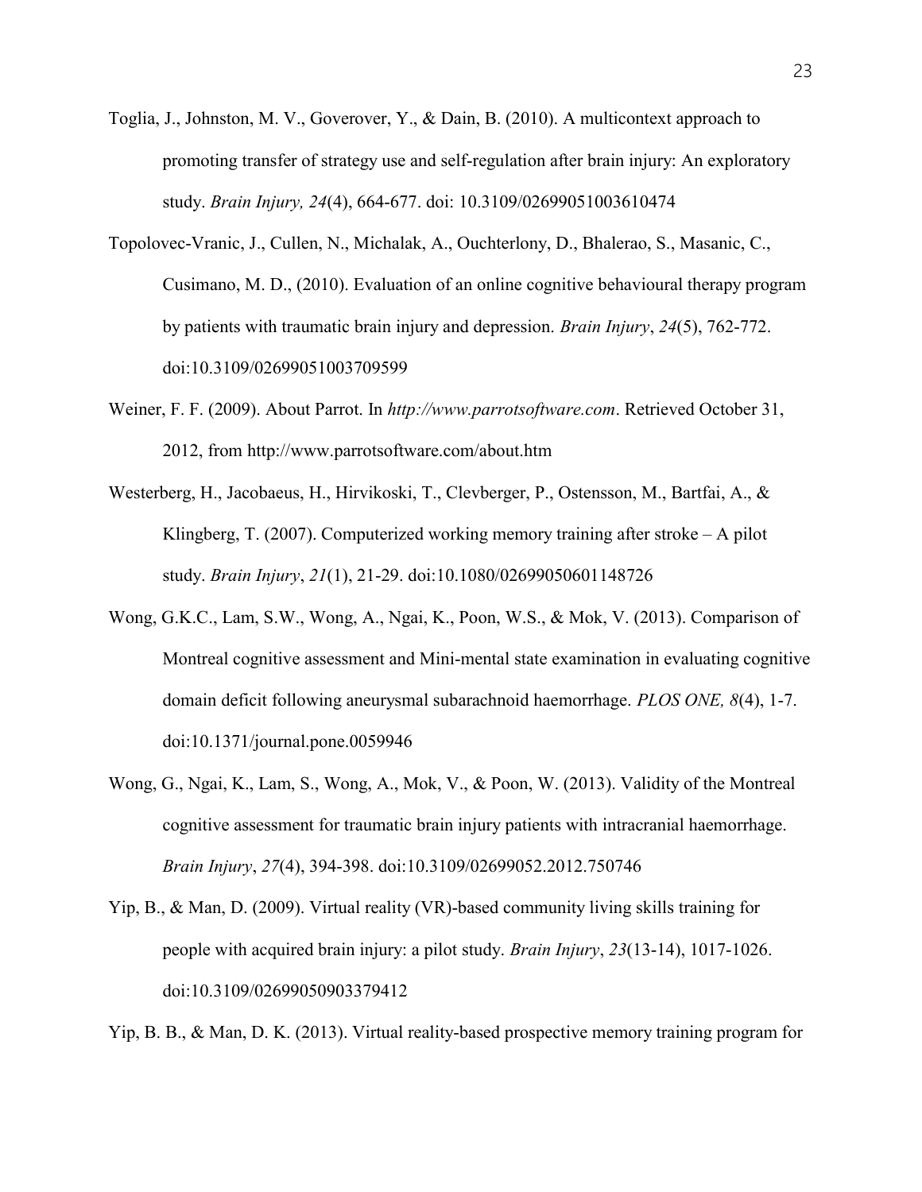Toglia, J., Johnston, M. V., Goverover, Y., & Dain, B. (2010). A multicontext approach to promoting transfer of strategy use and self-regulation after brain injury: An exploratory study. *Brain Injury, 24*(4), 664-677. doi: 10.3109/02699051003610474

Topolovec-Vranic, J., Cullen, N., Michalak, A., Ouchterlony, D., Bhalerao, S., Masanic, C., Cusimano, M. D., (2010). Evaluation of an online cognitive behavioural therapy program by patients with traumatic brain injury and depression. *Brain Injury*, *24*(5), 762-772. doi:10.3109/02699051003709599

Weiner, F. F. (2009). About Parrot. In *http://www.parrotsoftware.com*. Retrieved October 31, 2012, from http://www.parrotsoftware.com/about.htm

Westerberg, H., Jacobaeus, H., Hirvikoski, T., Clevberger, P., Ostensson, M., Bartfai, A., & Klingberg, T. (2007). Computerized working memory training after stroke – A pilot study. *Brain Injury*, *21*(1), 21-29. doi:10.1080/02699050601148726

Wong, G.K.C., Lam, S.W., Wong, A., Ngai, K., Poon, W.S., & Mok, V. (2013). Comparison of Montreal cognitive assessment and Mini-mental state examination in evaluating cognitive domain deficit following aneurysmal subarachnoid haemorrhage. *PLOS ONE, 8*(4), 1-7. doi:10.1371/journal.pone.0059946

Wong, G., Ngai, K., Lam, S., Wong, A., Mok, V., & Poon, W. (2013). Validity of the Montreal cognitive assessment for traumatic brain injury patients with intracranial haemorrhage. *Brain Injury*, *27*(4), 394-398. doi:10.3109/02699052.2012.750746

Yip, B., & Man, D. (2009). Virtual reality (VR)-based community living skills training for people with acquired brain injury: a pilot study. *Brain Injury*, *23*(13-14), 1017-1026. doi:10.3109/02699050903379412

Yip, B. B., & Man, D. K. (2013). Virtual reality-based prospective memory training program for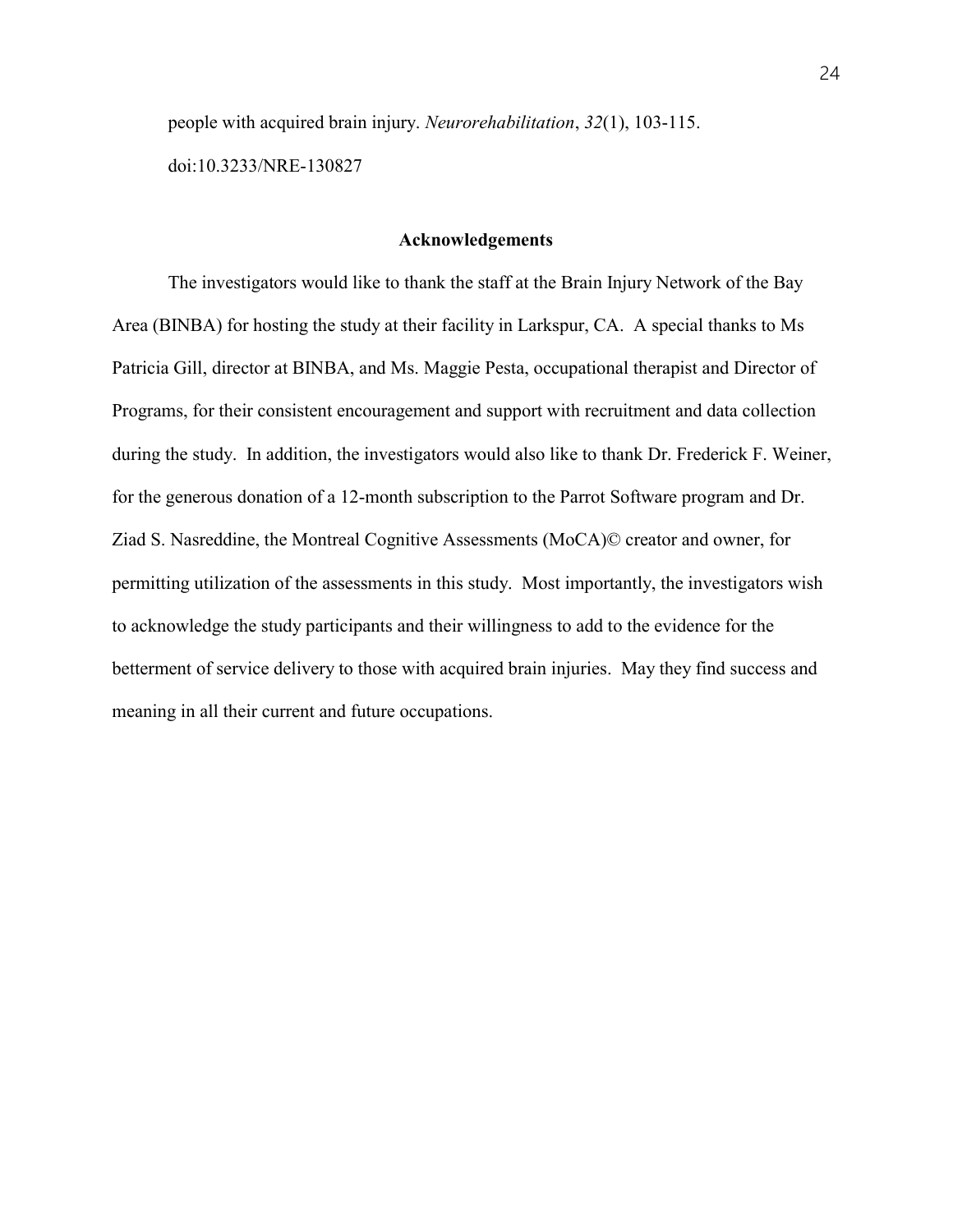people with acquired brain injury. *Neurorehabilitation*, *32*(1), 103-115. doi:10.3233/NRE-130827

## Acknowledgements

The investigators would like to thank the staff at the Brain Injury Network of the Bay Area (BINBA) for hosting the study at their facility in Larkspur, CA. A special thanks to Ms Patricia Gill, director at BINBA, and Ms. Maggie Pesta, occupational therapist and Director of Programs, for their consistent encouragement and support with recruitment and data collection during the study. In addition, the investigators would also like to thank Dr. Frederick F. Weiner, for the generous donation of a 12-month subscription to the Parrot Software program and Dr. Ziad S. Nasreddine, the Montreal Cognitive Assessments (MoCA)© creator and owner, for permitting utilization of the assessments in this study. Most importantly, the investigators wish to acknowledge the study participants and their willingness to add to the evidence for the betterment of service delivery to those with acquired brain injuries. May they find success and meaning in all their current and future occupations.